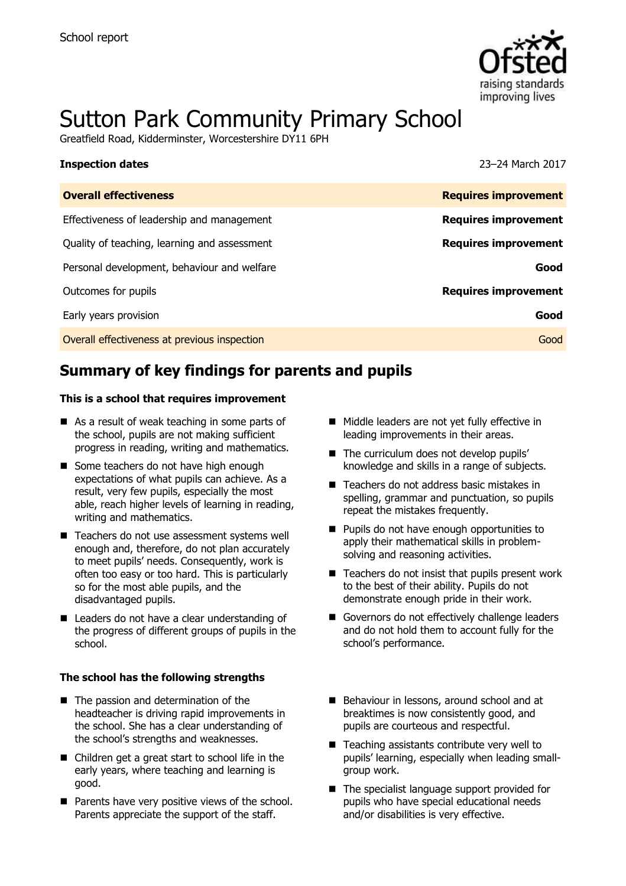School report

# Sutton Park Community Primary School

Greatfield Road, Kidderminster, Worcestershire DY11 6PH

**Inspection dates** 23–24 March 2017

| **Overall effectiveness** | **Requires improvement** |
|---|---|
| Effectiveness of leadership and management | **Requires improvement** |
| Quality of teaching, learning and assessment | **Requires improvement** |
| Personal development, behaviour and welfare | **Good** |
| Outcomes for pupils | **Requires improvement** |
| Early years provision | **Good** |
| Overall effectiveness at previous inspection | Good |

## Summary of key findings for parents and pupils

**This is a school that requires improvement**

- As a result of weak teaching in some parts of the school, pupils are not making sufficient progress in reading, writing and mathematics.
- Some teachers do not have high enough expectations of what pupils can achieve. As a result, very few pupils, especially the most able, reach higher levels of learning in reading, writing and mathematics.
- Teachers do not use assessment systems well enough and, therefore, do not plan accurately to meet pupils' needs. Consequently, work is often too easy or too hard. This is particularly so for the most able pupils, and the disadvantaged pupils.
- Leaders do not have a clear understanding of the progress of different groups of pupils in the school.
- Middle leaders are not yet fully effective in leading improvements in their areas.
- The curriculum does not develop pupils' knowledge and skills in a range of subjects.
- Teachers do not address basic mistakes in spelling, grammar and punctuation, so pupils repeat the mistakes frequently.
- Pupils do not have enough opportunities to apply their mathematical skills in problem-solving and reasoning activities.
- Teachers do not insist that pupils present work to the best of their ability. Pupils do not demonstrate enough pride in their work.
- Governors do not effectively challenge leaders and do not hold them to account fully for the school's performance.

**The school has the following strengths**

- The passion and determination of the headteacher is driving rapid improvements in the school. She has a clear understanding of the school's strengths and weaknesses.
- Children get a great start to school life in the early years, where teaching and learning is good.
- Parents have very positive views of the school. Parents appreciate the support of the staff.
- Behaviour in lessons, around school and at breaktimes is now consistently good, and pupils are courteous and respectful.
- Teaching assistants contribute very well to pupils' learning, especially when leading small-group work.
- The specialist language support provided for pupils who have special educational needs and/or disabilities is very effective.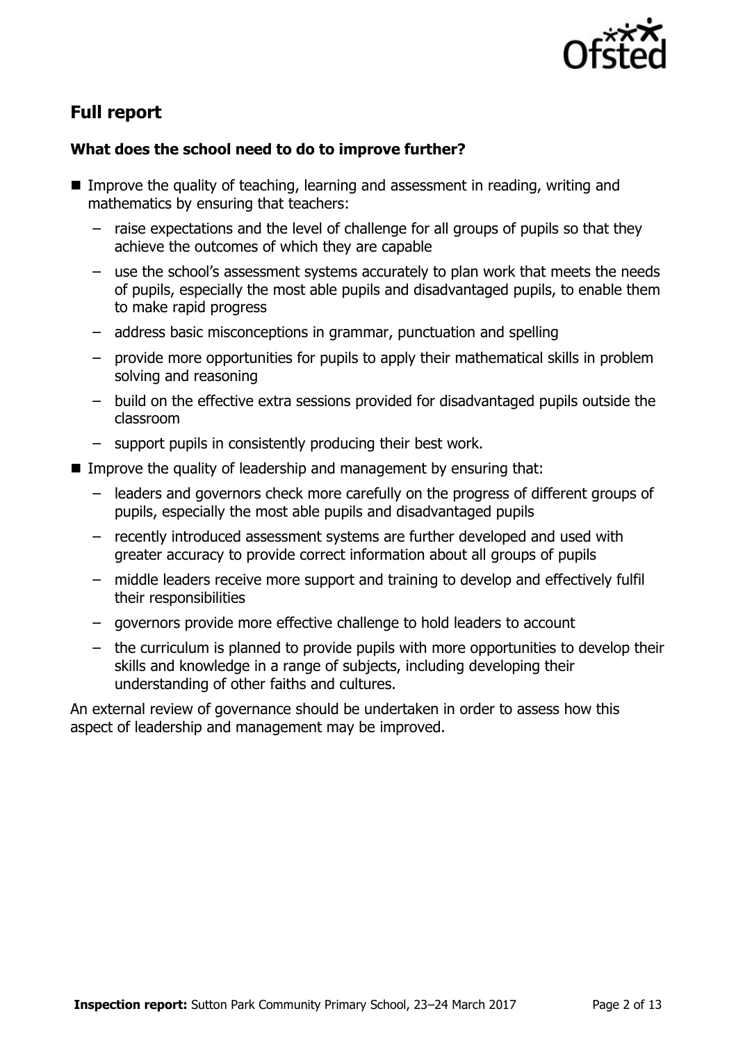## Full report

### What does the school need to do to improve further?

- Improve the quality of teaching, learning and assessment in reading, writing and mathematics by ensuring that teachers:
  - raise expectations and the level of challenge for all groups of pupils so that they achieve the outcomes of which they are capable
  - use the school's assessment systems accurately to plan work that meets the needs of pupils, especially the most able pupils and disadvantaged pupils, to enable them to make rapid progress
  - address basic misconceptions in grammar, punctuation and spelling
  - provide more opportunities for pupils to apply their mathematical skills in problem solving and reasoning
  - build on the effective extra sessions provided for disadvantaged pupils outside the classroom
  - support pupils in consistently producing their best work.
- Improve the quality of leadership and management by ensuring that:
  - leaders and governors check more carefully on the progress of different groups of pupils, especially the most able pupils and disadvantaged pupils
  - recently introduced assessment systems are further developed and used with greater accuracy to provide correct information about all groups of pupils
  - middle leaders receive more support and training to develop and effectively fulfil their responsibilities
  - governors provide more effective challenge to hold leaders to account
  - the curriculum is planned to provide pupils with more opportunities to develop their skills and knowledge in a range of subjects, including developing their understanding of other faiths and cultures.

An external review of governance should be undertaken in order to assess how this aspect of leadership and management may be improved.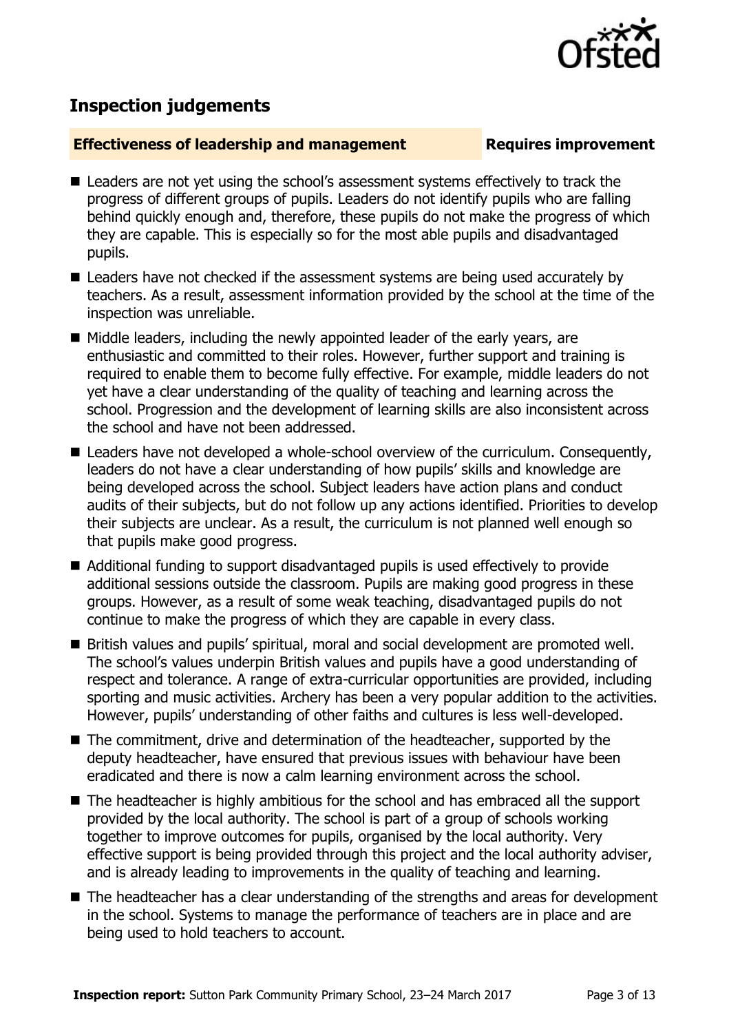## Inspection judgements

**Effectiveness of leadership and management** **Requires improvement**

- Leaders are not yet using the school's assessment systems effectively to track the progress of different groups of pupils. Leaders do not identify pupils who are falling behind quickly enough and, therefore, these pupils do not make the progress of which they are capable. This is especially so for the most able pupils and disadvantaged pupils.
- Leaders have not checked if the assessment systems are being used accurately by teachers. As a result, assessment information provided by the school at the time of the inspection was unreliable.
- Middle leaders, including the newly appointed leader of the early years, are enthusiastic and committed to their roles. However, further support and training is required to enable them to become fully effective. For example, middle leaders do not yet have a clear understanding of the quality of teaching and learning across the school. Progression and the development of learning skills are also inconsistent across the school and have not been addressed.
- Leaders have not developed a whole-school overview of the curriculum. Consequently, leaders do not have a clear understanding of how pupils' skills and knowledge are being developed across the school. Subject leaders have action plans and conduct audits of their subjects, but do not follow up any actions identified. Priorities to develop their subjects are unclear. As a result, the curriculum is not planned well enough so that pupils make good progress.
- Additional funding to support disadvantaged pupils is used effectively to provide additional sessions outside the classroom. Pupils are making good progress in these groups. However, as a result of some weak teaching, disadvantaged pupils do not continue to make the progress of which they are capable in every class.
- British values and pupils' spiritual, moral and social development are promoted well. The school's values underpin British values and pupils have a good understanding of respect and tolerance. A range of extra-curricular opportunities are provided, including sporting and music activities. Archery has been a very popular addition to the activities. However, pupils' understanding of other faiths and cultures is less well-developed.
- The commitment, drive and determination of the headteacher, supported by the deputy headteacher, have ensured that previous issues with behaviour have been eradicated and there is now a calm learning environment across the school.
- The headteacher is highly ambitious for the school and has embraced all the support provided by the local authority. The school is part of a group of schools working together to improve outcomes for pupils, organised by the local authority. Very effective support is being provided through this project and the local authority adviser, and is already leading to improvements in the quality of teaching and learning.
- The headteacher has a clear understanding of the strengths and areas for development in the school. Systems to manage the performance of teachers are in place and are being used to hold teachers to account.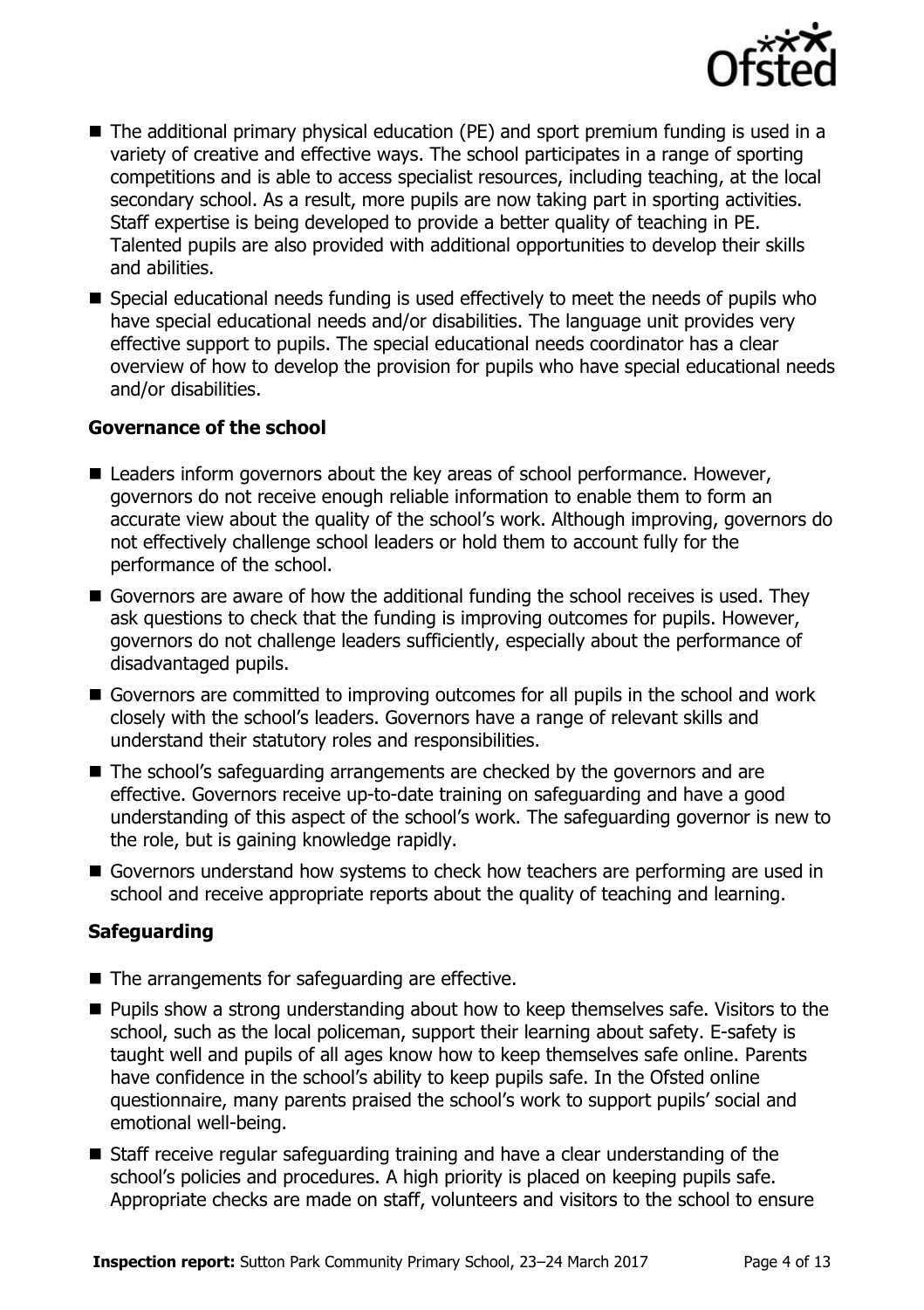- The additional primary physical education (PE) and sport premium funding is used in a variety of creative and effective ways. The school participates in a range of sporting competitions and is able to access specialist resources, including teaching, at the local secondary school. As a result, more pupils are now taking part in sporting activities. Staff expertise is being developed to provide a better quality of teaching in PE. Talented pupils are also provided with additional opportunities to develop their skills and abilities.
- Special educational needs funding is used effectively to meet the needs of pupils who have special educational needs and/or disabilities. The language unit provides very effective support to pupils. The special educational needs coordinator has a clear overview of how to develop the provision for pupils who have special educational needs and/or disabilities.

### Governance of the school

- Leaders inform governors about the key areas of school performance. However, governors do not receive enough reliable information to enable them to form an accurate view about the quality of the school's work. Although improving, governors do not effectively challenge school leaders or hold them to account fully for the performance of the school.
- Governors are aware of how the additional funding the school receives is used. They ask questions to check that the funding is improving outcomes for pupils. However, governors do not challenge leaders sufficiently, especially about the performance of disadvantaged pupils.
- Governors are committed to improving outcomes for all pupils in the school and work closely with the school's leaders. Governors have a range of relevant skills and understand their statutory roles and responsibilities.
- The school's safeguarding arrangements are checked by the governors and are effective. Governors receive up-to-date training on safeguarding and have a good understanding of this aspect of the school's work. The safeguarding governor is new to the role, but is gaining knowledge rapidly.
- Governors understand how systems to check how teachers are performing are used in school and receive appropriate reports about the quality of teaching and learning.

### Safeguarding

- The arrangements for safeguarding are effective.
- Pupils show a strong understanding about how to keep themselves safe. Visitors to the school, such as the local policeman, support their learning about safety. E-safety is taught well and pupils of all ages know how to keep themselves safe online. Parents have confidence in the school's ability to keep pupils safe. In the Ofsted online questionnaire, many parents praised the school's work to support pupils' social and emotional well-being.
- Staff receive regular safeguarding training and have a clear understanding of the school's policies and procedures. A high priority is placed on keeping pupils safe. Appropriate checks are made on staff, volunteers and visitors to the school to ensure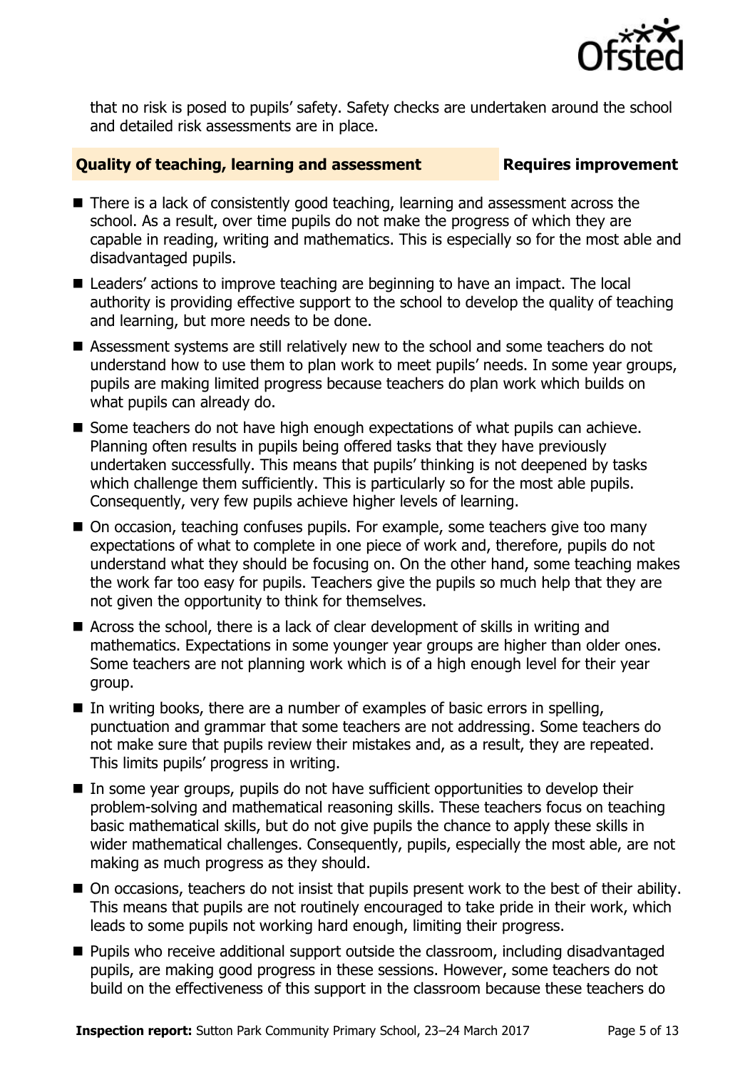that no risk is posed to pupils' safety. Safety checks are undertaken around the school and detailed risk assessments are in place.

## Quality of teaching, learning and assessment — Requires improvement

- There is a lack of consistently good teaching, learning and assessment across the school. As a result, over time pupils do not make the progress of which they are capable in reading, writing and mathematics. This is especially so for the most able and disadvantaged pupils.
- Leaders' actions to improve teaching are beginning to have an impact. The local authority is providing effective support to the school to develop the quality of teaching and learning, but more needs to be done.
- Assessment systems are still relatively new to the school and some teachers do not understand how to use them to plan work to meet pupils' needs. In some year groups, pupils are making limited progress because teachers do plan work which builds on what pupils can already do.
- Some teachers do not have high enough expectations of what pupils can achieve. Planning often results in pupils being offered tasks that they have previously undertaken successfully. This means that pupils' thinking is not deepened by tasks which challenge them sufficiently. This is particularly so for the most able pupils. Consequently, very few pupils achieve higher levels of learning.
- On occasion, teaching confuses pupils. For example, some teachers give too many expectations of what to complete in one piece of work and, therefore, pupils do not understand what they should be focusing on. On the other hand, some teaching makes the work far too easy for pupils. Teachers give the pupils so much help that they are not given the opportunity to think for themselves.
- Across the school, there is a lack of clear development of skills in writing and mathematics. Expectations in some younger year groups are higher than older ones. Some teachers are not planning work which is of a high enough level for their year group.
- In writing books, there are a number of examples of basic errors in spelling, punctuation and grammar that some teachers are not addressing. Some teachers do not make sure that pupils review their mistakes and, as a result, they are repeated. This limits pupils' progress in writing.
- In some year groups, pupils do not have sufficient opportunities to develop their problem-solving and mathematical reasoning skills. These teachers focus on teaching basic mathematical skills, but do not give pupils the chance to apply these skills in wider mathematical challenges. Consequently, pupils, especially the most able, are not making as much progress as they should.
- On occasions, teachers do not insist that pupils present work to the best of their ability. This means that pupils are not routinely encouraged to take pride in their work, which leads to some pupils not working hard enough, limiting their progress.
- Pupils who receive additional support outside the classroom, including disadvantaged pupils, are making good progress in these sessions. However, some teachers do not build on the effectiveness of this support in the classroom because these teachers do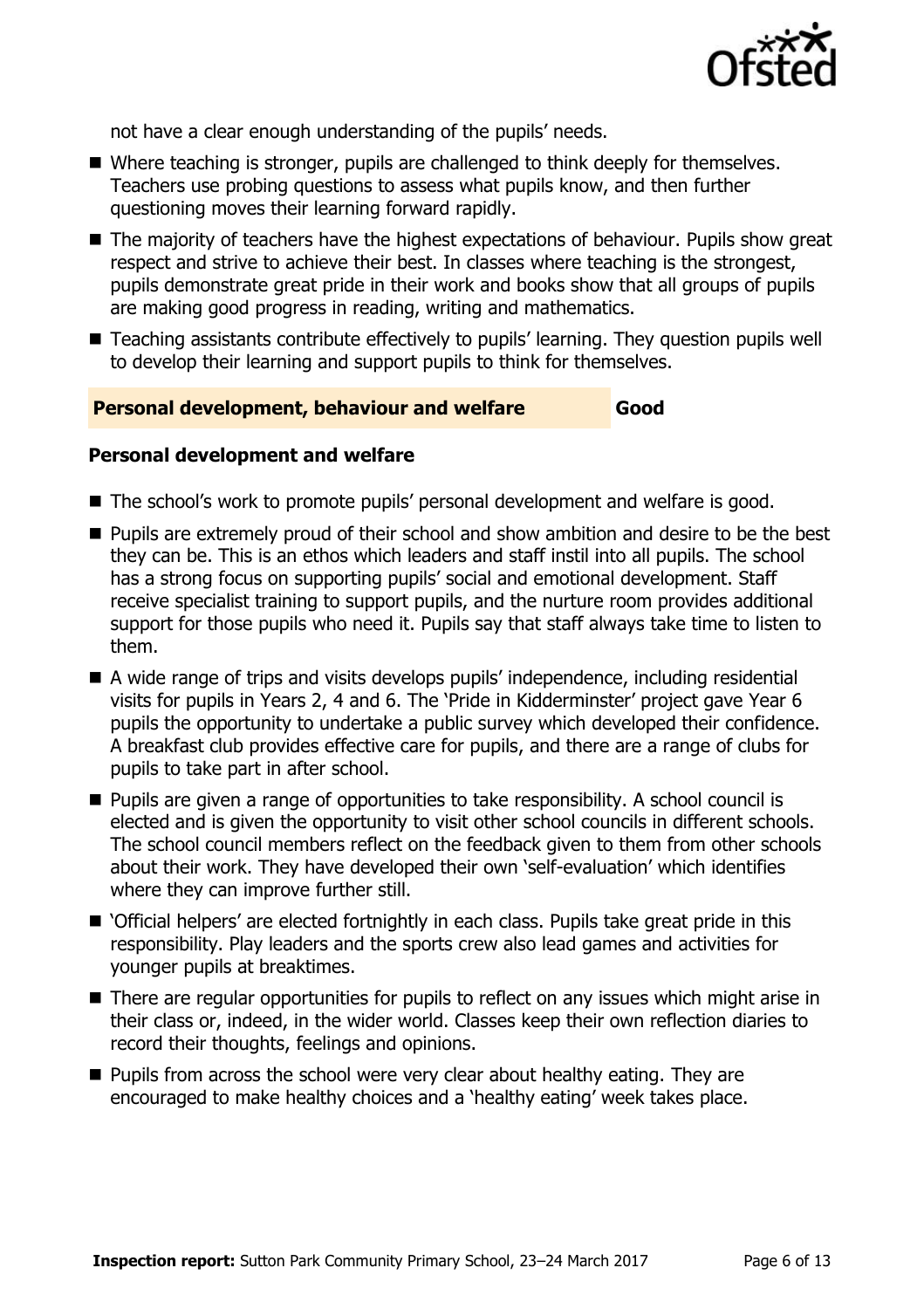not have a clear enough understanding of the pupils' needs.

- Where teaching is stronger, pupils are challenged to think deeply for themselves. Teachers use probing questions to assess what pupils know, and then further questioning moves their learning forward rapidly.
- The majority of teachers have the highest expectations of behaviour. Pupils show great respect and strive to achieve their best. In classes where teaching is the strongest, pupils demonstrate great pride in their work and books show that all groups of pupils are making good progress in reading, writing and mathematics.
- Teaching assistants contribute effectively to pupils' learning. They question pupils well to develop their learning and support pupils to think for themselves.

## Personal development, behaviour and welfare — Good

### Personal development and welfare

- The school's work to promote pupils' personal development and welfare is good.
- Pupils are extremely proud of their school and show ambition and desire to be the best they can be. This is an ethos which leaders and staff instil into all pupils. The school has a strong focus on supporting pupils' social and emotional development. Staff receive specialist training to support pupils, and the nurture room provides additional support for those pupils who need it. Pupils say that staff always take time to listen to them.
- A wide range of trips and visits develops pupils' independence, including residential visits for pupils in Years 2, 4 and 6. The 'Pride in Kidderminster' project gave Year 6 pupils the opportunity to undertake a public survey which developed their confidence. A breakfast club provides effective care for pupils, and there are a range of clubs for pupils to take part in after school.
- Pupils are given a range of opportunities to take responsibility. A school council is elected and is given the opportunity to visit other school councils in different schools. The school council members reflect on the feedback given to them from other schools about their work. They have developed their own 'self-evaluation' which identifies where they can improve further still.
- 'Official helpers' are elected fortnightly in each class. Pupils take great pride in this responsibility. Play leaders and the sports crew also lead games and activities for younger pupils at breaktimes.
- There are regular opportunities for pupils to reflect on any issues which might arise in their class or, indeed, in the wider world. Classes keep their own reflection diaries to record their thoughts, feelings and opinions.
- Pupils from across the school were very clear about healthy eating. They are encouraged to make healthy choices and a 'healthy eating' week takes place.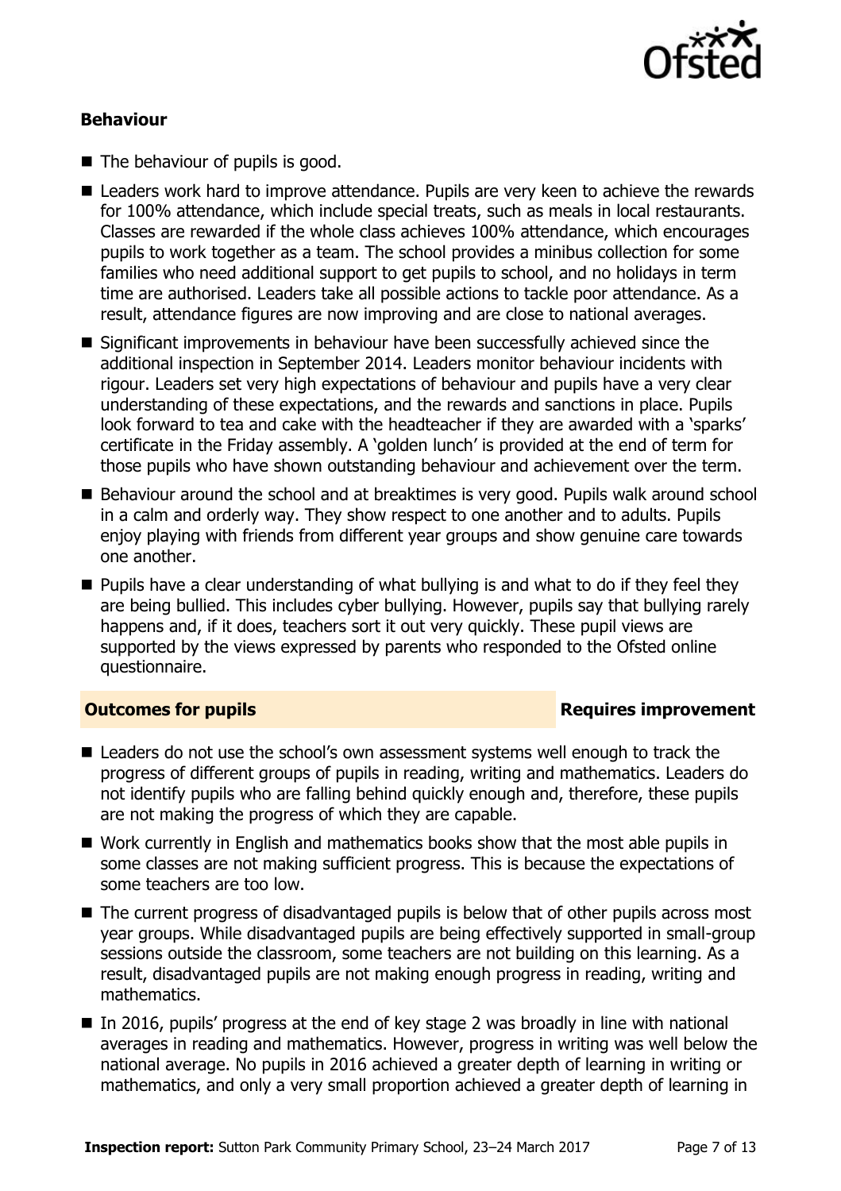### Behaviour

- The behaviour of pupils is good.
- Leaders work hard to improve attendance. Pupils are very keen to achieve the rewards for 100% attendance, which include special treats, such as meals in local restaurants. Classes are rewarded if the whole class achieves 100% attendance, which encourages pupils to work together as a team. The school provides a minibus collection for some families who need additional support to get pupils to school, and no holidays in term time are authorised. Leaders take all possible actions to tackle poor attendance. As a result, attendance figures are now improving and are close to national averages.
- Significant improvements in behaviour have been successfully achieved since the additional inspection in September 2014. Leaders monitor behaviour incidents with rigour. Leaders set very high expectations of behaviour and pupils have a very clear understanding of these expectations, and the rewards and sanctions in place. Pupils look forward to tea and cake with the headteacher if they are awarded with a 'sparks' certificate in the Friday assembly. A 'golden lunch' is provided at the end of term for those pupils who have shown outstanding behaviour and achievement over the term.
- Behaviour around the school and at breaktimes is very good. Pupils walk around school in a calm and orderly way. They show respect to one another and to adults. Pupils enjoy playing with friends from different year groups and show genuine care towards one another.
- Pupils have a clear understanding of what bullying is and what to do if they feel they are being bullied. This includes cyber bullying. However, pupils say that bullying rarely happens and, if it does, teachers sort it out very quickly. These pupil views are supported by the views expressed by parents who responded to the Ofsted online questionnaire.

## Outcomes for pupils — Requires improvement

- Leaders do not use the school's own assessment systems well enough to track the progress of different groups of pupils in reading, writing and mathematics. Leaders do not identify pupils who are falling behind quickly enough and, therefore, these pupils are not making the progress of which they are capable.
- Work currently in English and mathematics books show that the most able pupils in some classes are not making sufficient progress. This is because the expectations of some teachers are too low.
- The current progress of disadvantaged pupils is below that of other pupils across most year groups. While disadvantaged pupils are being effectively supported in small-group sessions outside the classroom, some teachers are not building on this learning. As a result, disadvantaged pupils are not making enough progress in reading, writing and mathematics.
- In 2016, pupils' progress at the end of key stage 2 was broadly in line with national averages in reading and mathematics. However, progress in writing was well below the national average. No pupils in 2016 achieved a greater depth of learning in writing or mathematics, and only a very small proportion achieved a greater depth of learning in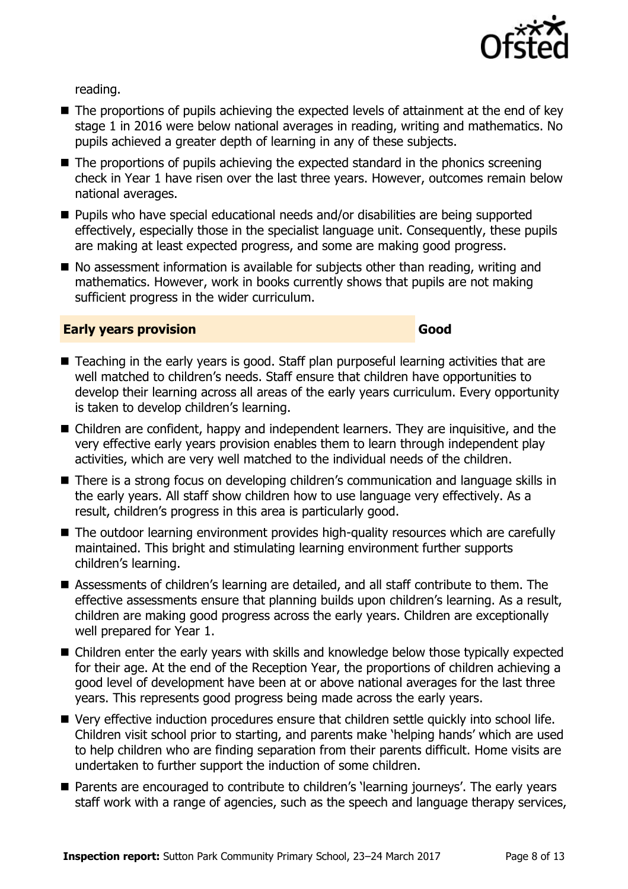reading.

- The proportions of pupils achieving the expected levels of attainment at the end of key stage 1 in 2016 were below national averages in reading, writing and mathematics. No pupils achieved a greater depth of learning in any of these subjects.
- The proportions of pupils achieving the expected standard in the phonics screening check in Year 1 have risen over the last three years. However, outcomes remain below national averages.
- Pupils who have special educational needs and/or disabilities are being supported effectively, especially those in the specialist language unit. Consequently, these pupils are making at least expected progress, and some are making good progress.
- No assessment information is available for subjects other than reading, writing and mathematics. However, work in books currently shows that pupils are not making sufficient progress in the wider curriculum.

## Early years provision — Good

- Teaching in the early years is good. Staff plan purposeful learning activities that are well matched to children's needs. Staff ensure that children have opportunities to develop their learning across all areas of the early years curriculum. Every opportunity is taken to develop children's learning.
- Children are confident, happy and independent learners. They are inquisitive, and the very effective early years provision enables them to learn through independent play activities, which are very well matched to the individual needs of the children.
- There is a strong focus on developing children's communication and language skills in the early years. All staff show children how to use language very effectively. As a result, children's progress in this area is particularly good.
- The outdoor learning environment provides high-quality resources which are carefully maintained. This bright and stimulating learning environment further supports children's learning.
- Assessments of children's learning are detailed, and all staff contribute to them. The effective assessments ensure that planning builds upon children's learning. As a result, children are making good progress across the early years. Children are exceptionally well prepared for Year 1.
- Children enter the early years with skills and knowledge below those typically expected for their age. At the end of the Reception Year, the proportions of children achieving a good level of development have been at or above national averages for the last three years. This represents good progress being made across the early years.
- Very effective induction procedures ensure that children settle quickly into school life. Children visit school prior to starting, and parents make 'helping hands' which are used to help children who are finding separation from their parents difficult. Home visits are undertaken to further support the induction of some children.
- Parents are encouraged to contribute to children's 'learning journeys'. The early years staff work with a range of agencies, such as the speech and language therapy services,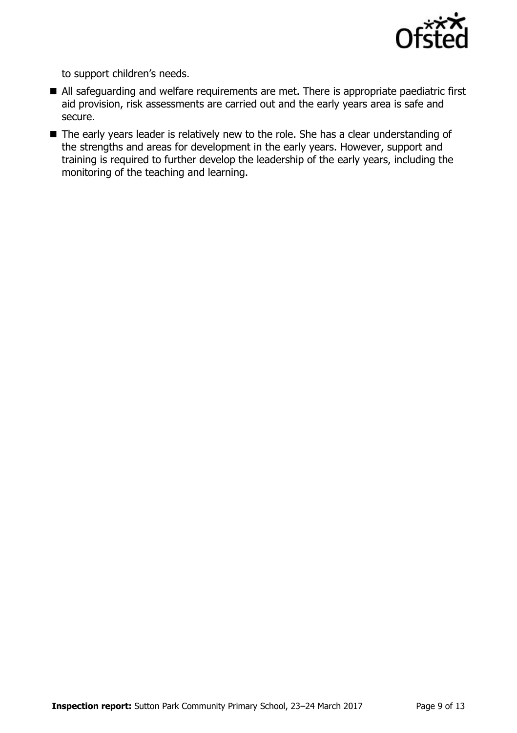to support children's needs.

- All safeguarding and welfare requirements are met. There is appropriate paediatric first aid provision, risk assessments are carried out and the early years area is safe and secure.
- The early years leader is relatively new to the role. She has a clear understanding of the strengths and areas for development in the early years. However, support and training is required to further develop the leadership of the early years, including the monitoring of the teaching and learning.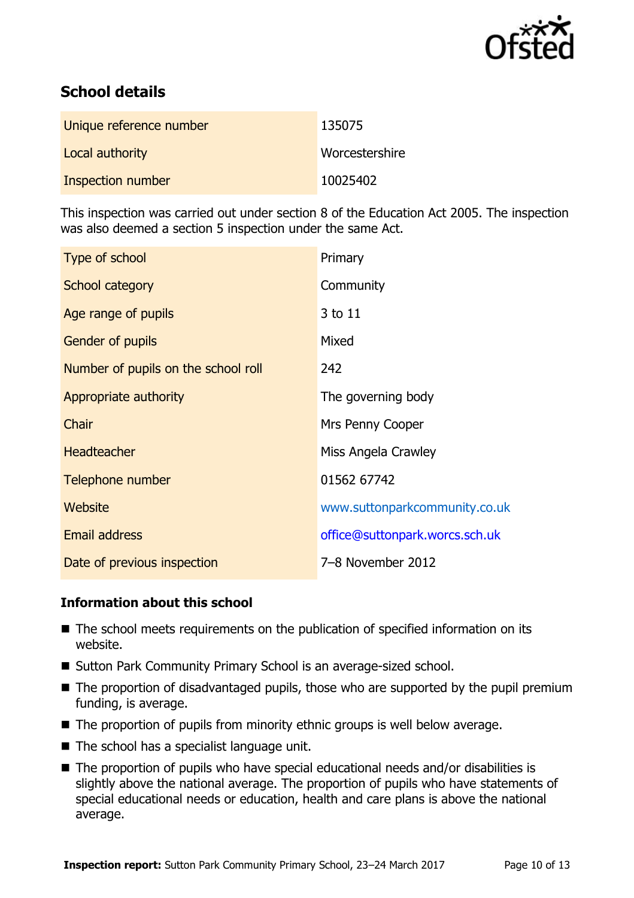## School details

| | |
|---|---|
| Unique reference number | 135075 |
| Local authority | Worcestershire |
| Inspection number | 10025402 |

This inspection was carried out under section 8 of the Education Act 2005. The inspection was also deemed a section 5 inspection under the same Act.

| | |
|---|---|
| Type of school | Primary |
| School category | Community |
| Age range of pupils | 3 to 11 |
| Gender of pupils | Mixed |
| Number of pupils on the school roll | 242 |
| Appropriate authority | The governing body |
| Chair | Mrs Penny Cooper |
| Headteacher | Miss Angela Crawley |
| Telephone number | 01562 67742 |
| Website | www.suttonparkcommunity.co.uk |
| Email address | office@suttonpark.worcs.sch.uk |
| Date of previous inspection | 7–8 November 2012 |

### Information about this school

- The school meets requirements on the publication of specified information on its website.
- Sutton Park Community Primary School is an average-sized school.
- The proportion of disadvantaged pupils, those who are supported by the pupil premium funding, is average.
- The proportion of pupils from minority ethnic groups is well below average.
- The school has a specialist language unit.
- The proportion of pupils who have special educational needs and/or disabilities is slightly above the national average. The proportion of pupils who have statements of special educational needs or education, health and care plans is above the national average.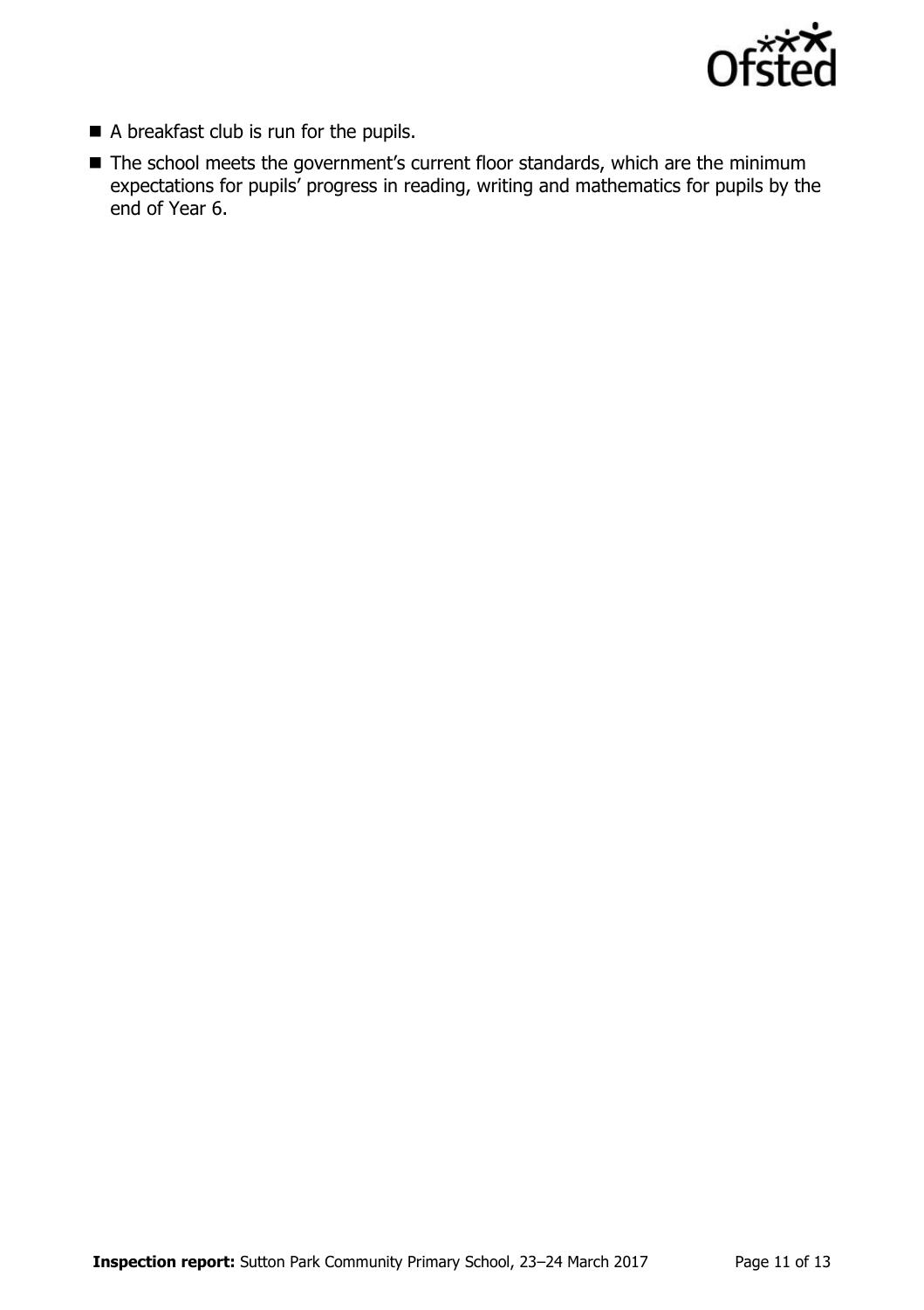- A breakfast club is run for the pupils.
- The school meets the government's current floor standards, which are the minimum expectations for pupils' progress in reading, writing and mathematics for pupils by the end of Year 6.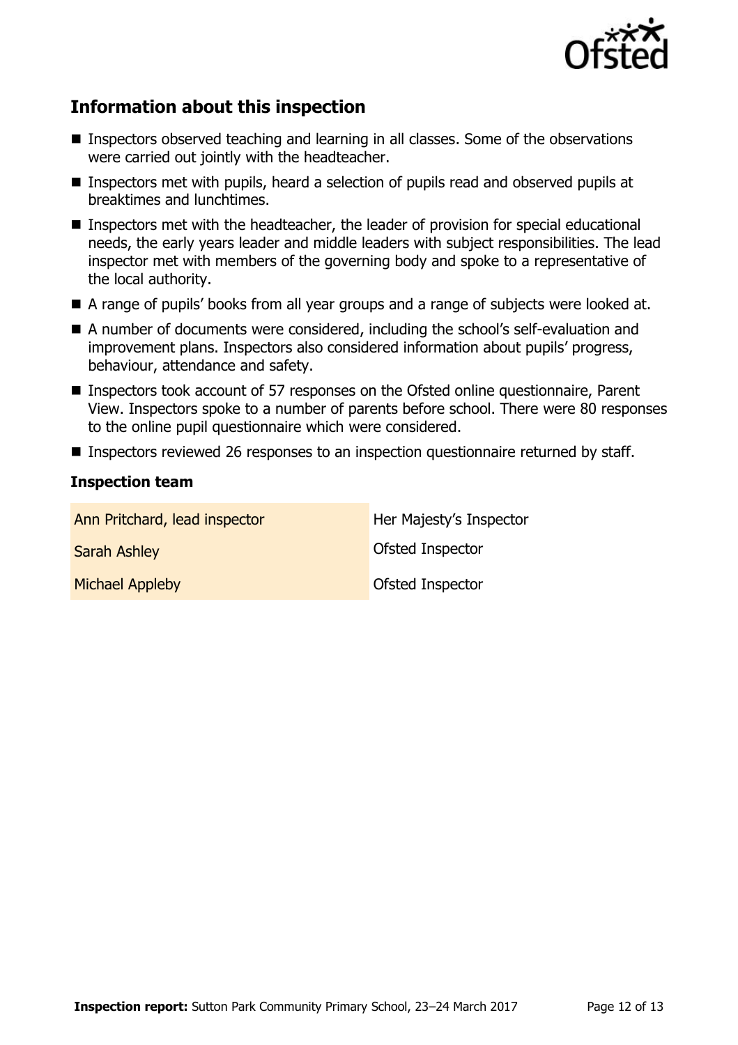## Information about this inspection

- Inspectors observed teaching and learning in all classes. Some of the observations were carried out jointly with the headteacher.
- Inspectors met with pupils, heard a selection of pupils read and observed pupils at breaktimes and lunchtimes.
- Inspectors met with the headteacher, the leader of provision for special educational needs, the early years leader and middle leaders with subject responsibilities. The lead inspector met with members of the governing body and spoke to a representative of the local authority.
- A range of pupils' books from all year groups and a range of subjects were looked at.
- A number of documents were considered, including the school's self-evaluation and improvement plans. Inspectors also considered information about pupils' progress, behaviour, attendance and safety.
- Inspectors took account of 57 responses on the Ofsted online questionnaire, Parent View. Inspectors spoke to a number of parents before school. There were 80 responses to the online pupil questionnaire which were considered.
- Inspectors reviewed 26 responses to an inspection questionnaire returned by staff.

### Inspection team

| | |
|---|---|
| Ann Pritchard, lead inspector | Her Majesty's Inspector |
| Sarah Ashley | Ofsted Inspector |
| Michael Appleby | Ofsted Inspector |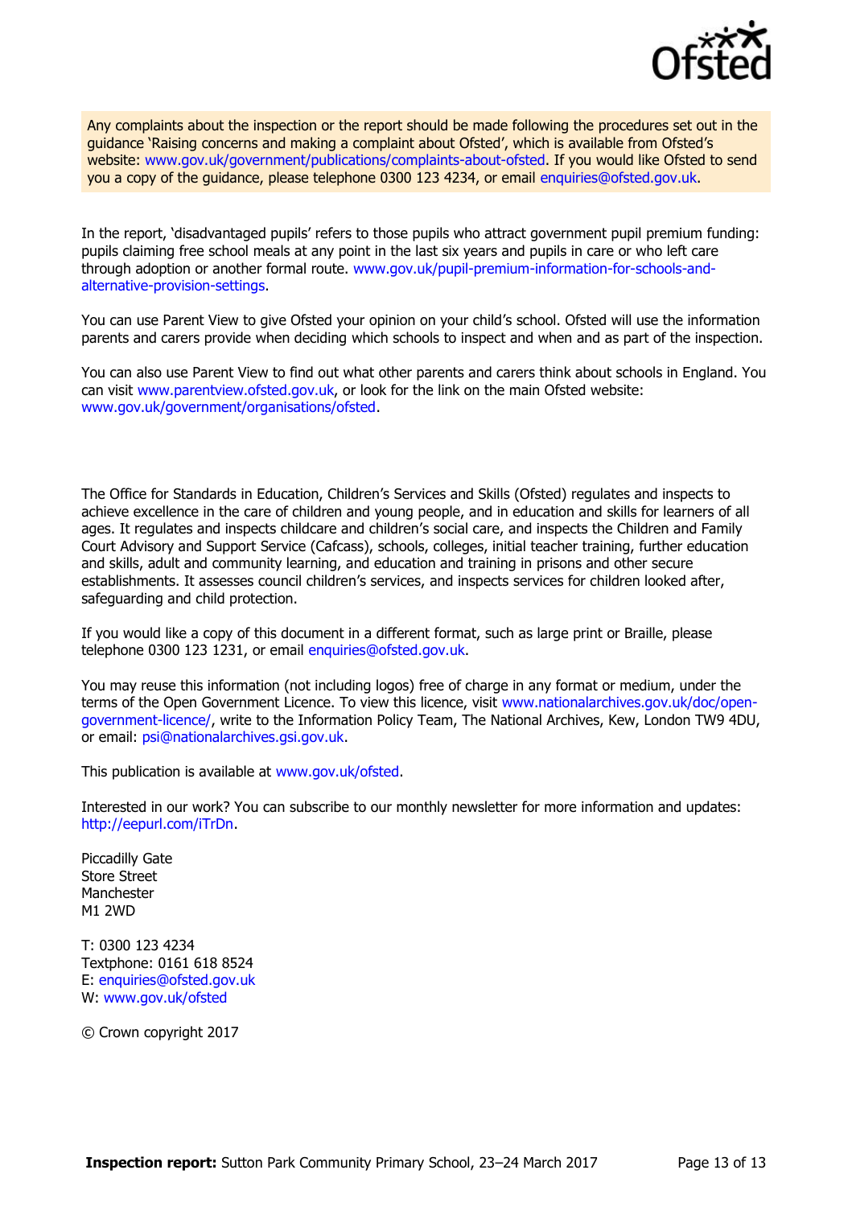Any complaints about the inspection or the report should be made following the procedures set out in the guidance 'Raising concerns and making a complaint about Ofsted', which is available from Ofsted's website: www.gov.uk/government/publications/complaints-about-ofsted. If you would like Ofsted to send you a copy of the guidance, please telephone 0300 123 4234, or email enquiries@ofsted.gov.uk.

In the report, 'disadvantaged pupils' refers to those pupils who attract government pupil premium funding: pupils claiming free school meals at any point in the last six years and pupils in care or who left care through adoption or another formal route. www.gov.uk/pupil-premium-information-for-schools-and-alternative-provision-settings.

You can use Parent View to give Ofsted your opinion on your child's school. Ofsted will use the information parents and carers provide when deciding which schools to inspect and when and as part of the inspection.

You can also use Parent View to find out what other parents and carers think about schools in England. You can visit www.parentview.ofsted.gov.uk, or look for the link on the main Ofsted website: www.gov.uk/government/organisations/ofsted.

The Office for Standards in Education, Children's Services and Skills (Ofsted) regulates and inspects to achieve excellence in the care of children and young people, and in education and skills for learners of all ages. It regulates and inspects childcare and children's social care, and inspects the Children and Family Court Advisory and Support Service (Cafcass), schools, colleges, initial teacher training, further education and skills, adult and community learning, and education and training in prisons and other secure establishments. It assesses council children's services, and inspects services for children looked after, safeguarding and child protection.

If you would like a copy of this document in a different format, such as large print or Braille, please telephone 0300 123 1231, or email enquiries@ofsted.gov.uk.

You may reuse this information (not including logos) free of charge in any format or medium, under the terms of the Open Government Licence. To view this licence, visit www.nationalarchives.gov.uk/doc/open-government-licence/, write to the Information Policy Team, The National Archives, Kew, London TW9 4DU, or email: psi@nationalarchives.gsi.gov.uk.

This publication is available at www.gov.uk/ofsted.

Interested in our work? You can subscribe to our monthly newsletter for more information and updates: http://eepurl.com/iTrDn.

Piccadilly Gate
Store Street
Manchester
M1 2WD

T: 0300 123 4234
Textphone: 0161 618 8524
E: enquiries@ofsted.gov.uk
W: www.gov.uk/ofsted

© Crown copyright 2017